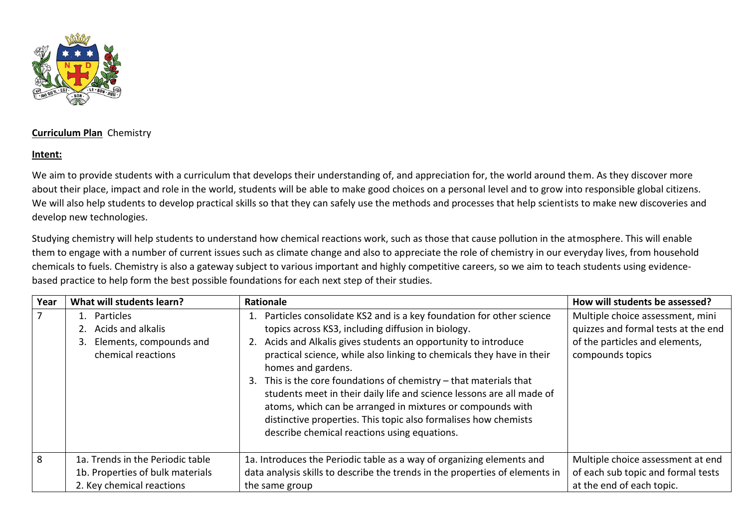**Curriculum Plan** Chemistry

**Intent:**

We aim to provide students with a curriculum that develops their understanding of, and appreciation for, the world around them. As they discover more about their place, impact and role in the world, students will be able to make good choices on a personal level and to grow into responsible global citizens. We will also help students to develop practical skills so that they can safely use the methods and processes that help scientists to make new discoveries and develop new technologies.

Studying chemistry will help students to understand how chemical reactions work, such as those that cause pollution in the atmosphere. This will enable them to engage with a number of current issues such as climate change and also to appreciate the role of chemistry in our everyday lives, from household chemicals to fuels. Chemistry is also a gateway subject to various important and highly competitive careers, so we aim to teach students using evidence-based practice to help form the best possible foundations for each next step of their studies.

| Year | What will students learn? | Rationale | How will students be assessed? |
|---|---|---|---|
| 7 | 1. Particles<br>2. Acids and alkalis<br>3. Elements, compounds and chemical reactions | 1. Particles consolidate KS2 and is a key foundation for other science topics across KS3, including diffusion in biology.<br>2. Acids and Alkalis gives students an opportunity to introduce practical science, while also linking to chemicals they have in their homes and gardens.<br>3. This is the core foundations of chemistry – that materials that students meet in their daily life and science lessons are all made of atoms, which can be arranged in mixtures or compounds with distinctive properties. This topic also formalises how chemists describe chemical reactions using equations. | Multiple choice assessment, mini quizzes and formal tests at the end of the particles and elements, compounds topics |
| 8 | 1a. Trends in the Periodic table<br>1b. Properties of bulk materials<br>2. Key chemical reactions | 1a. Introduces the Periodic table as a way of organizing elements and data analysis skills to describe the trends in the properties of elements in the same group | Multiple choice assessment at end of each sub topic and formal tests at the end of each topic. |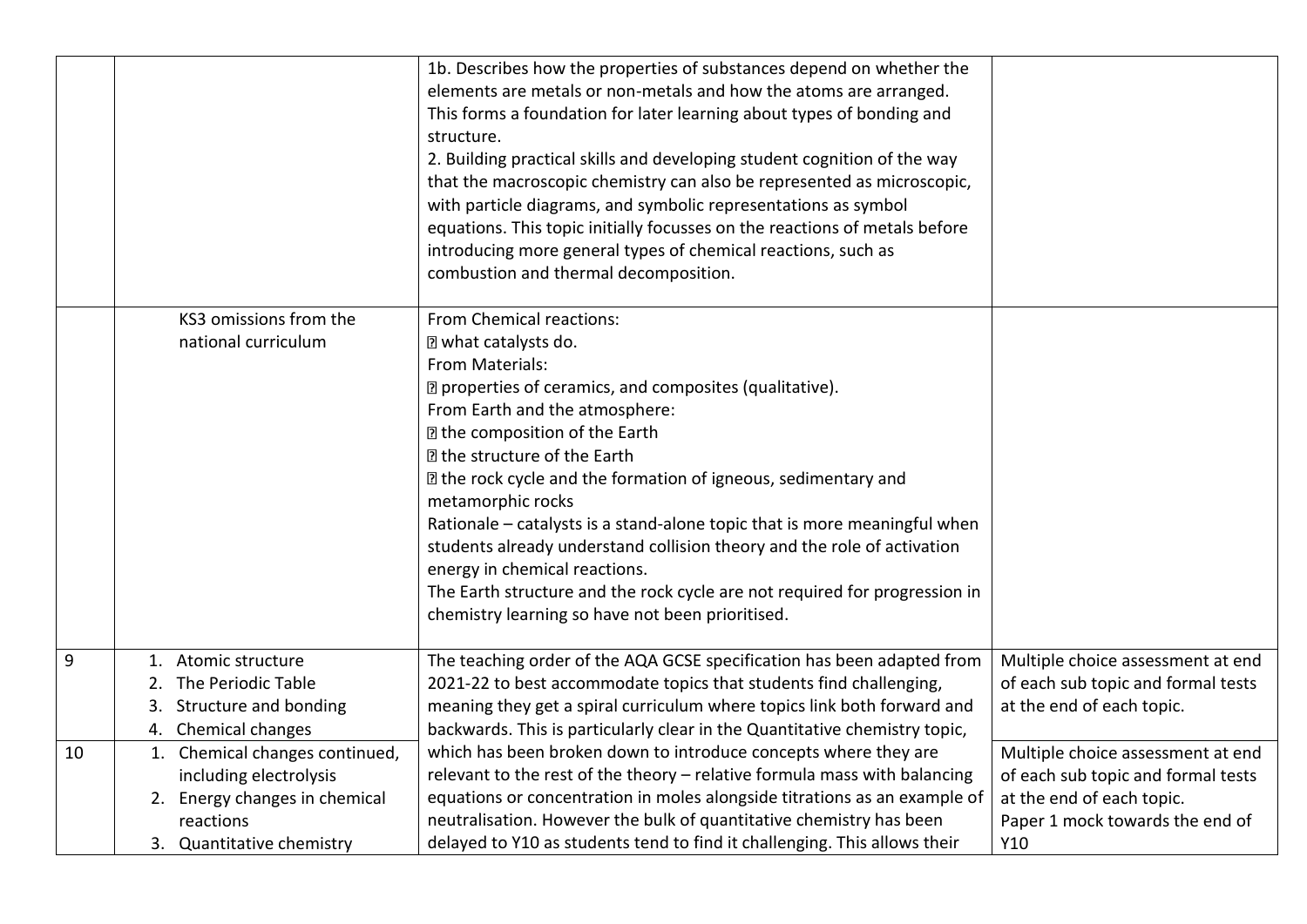| | | | |
|---|---|---|---|
| | | 1b. Describes how the properties of substances depend on whether the elements are metals or non-metals and how the atoms are arranged. This forms a foundation for later learning about types of bonding and structure.<br>2. Building practical skills and developing student cognition of the way that the macroscopic chemistry can also be represented as microscopic, with particle diagrams, and symbolic representations as symbol equations. This topic initially focusses on the reactions of metals before introducing more general types of chemical reactions, such as combustion and thermal decomposition. | |
| | KS3 omissions from the national curriculum | From Chemical reactions:<br>• what catalysts do.<br>From Materials:<br>• properties of ceramics, and composites (qualitative).<br>From Earth and the atmosphere:<br>• the composition of the Earth<br>• the structure of the Earth<br>• the rock cycle and the formation of igneous, sedimentary and metamorphic rocks<br>Rationale – catalysts is a stand-alone topic that is more meaningful when students already understand collision theory and the role of activation energy in chemical reactions.<br>The Earth structure and the rock cycle are not required for progression in chemistry learning so have not been prioritised. | |
| 9 | 1. Atomic structure<br>2. The Periodic Table<br>3. Structure and bonding<br>4. Chemical changes | The teaching order of the AQA GCSE specification has been adapted from 2021-22 to best accommodate topics that students find challenging, meaning they get a spiral curriculum where topics link both forward and backwards. This is particularly clear in the Quantitative chemistry topic, which has been broken down to introduce concepts where they are relevant to the rest of the theory – relative formula mass with balancing equations or concentration in moles alongside titrations as an example of neutralisation. However the bulk of quantitative chemistry has been delayed to Y10 as students tend to find it challenging. This allows their | Multiple choice assessment at end of each sub topic and formal tests at the end of each topic. |
| 10 | 1. Chemical changes continued, including electrolysis<br>2. Energy changes in chemical reactions<br>3. Quantitative chemistry | | Multiple choice assessment at end of each sub topic and formal tests at the end of each topic.<br>Paper 1 mock towards the end of Y10 |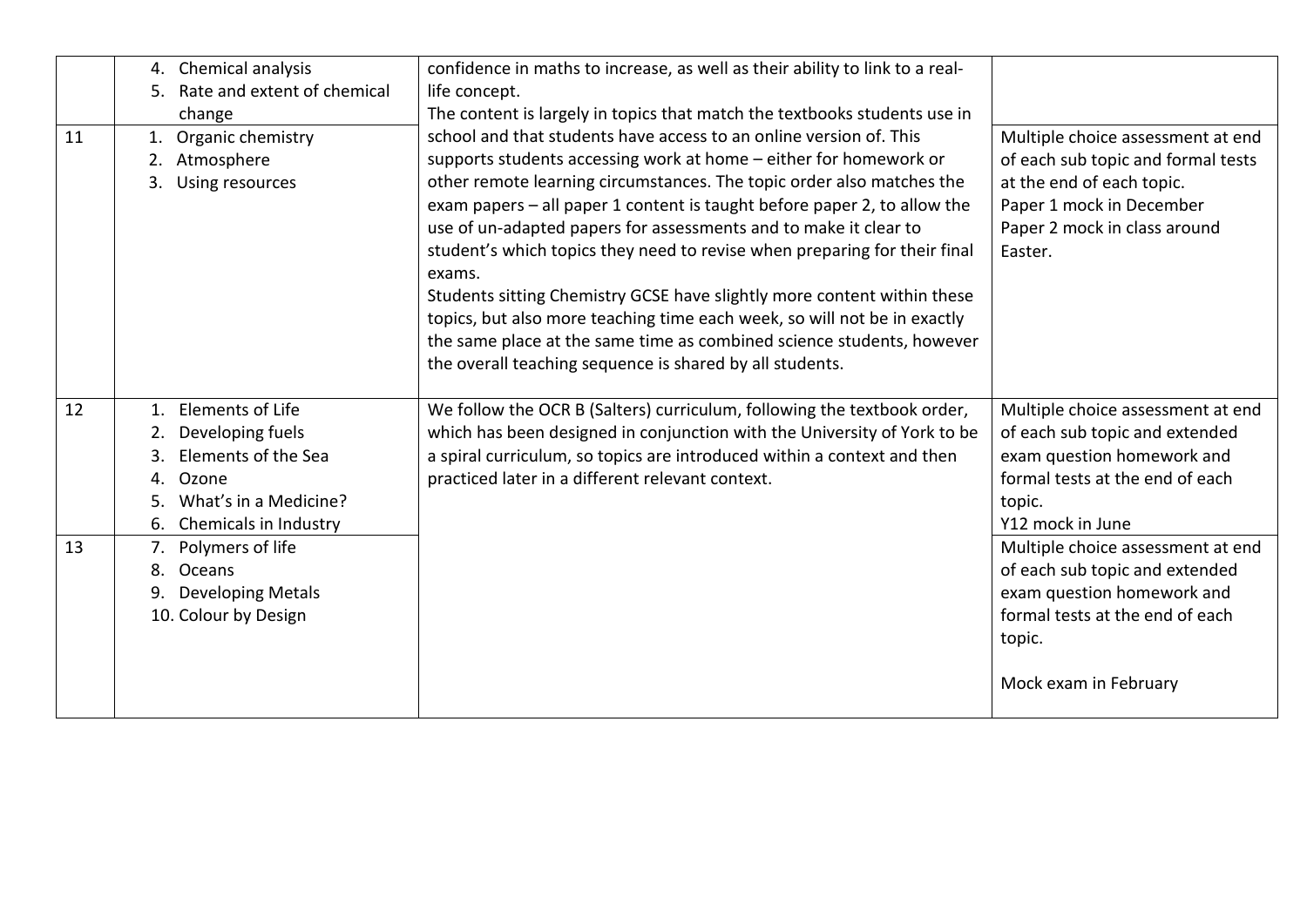| | | | |
|---|---|---|---|
| | 4. Chemical analysis<br>5. Rate and extent of chemical change | confidence in maths to increase, as well as their ability to link to a real-life concept.<br>The content is largely in topics that match the textbooks students use in school and that students have access to an online version of. This supports students accessing work at home – either for homework or other remote learning circumstances. The topic order also matches the exam papers – all paper 1 content is taught before paper 2, to allow the use of un-adapted papers for assessments and to make it clear to student's which topics they need to revise when preparing for their final exams.<br>Students sitting Chemistry GCSE have slightly more content within these topics, but also more teaching time each week, so will not be in exactly the same place at the same time as combined science students, however the overall teaching sequence is shared by all students. | |
| 11 | 1. Organic chemistry<br>2. Atmosphere<br>3. Using resources | | Multiple choice assessment at end of each sub topic and formal tests at the end of each topic.<br>Paper 1 mock in December<br>Paper 2 mock in class around Easter. |
| 12 | 1. Elements of Life<br>2. Developing fuels<br>3. Elements of the Sea<br>4. Ozone<br>5. What's in a Medicine?<br>6. Chemicals in Industry | We follow the OCR B (Salters) curriculum, following the textbook order, which has been designed in conjunction with the University of York to be a spiral curriculum, so topics are introduced within a context and then practiced later in a different relevant context. | Multiple choice assessment at end of each sub topic and extended exam question homework and formal tests at the end of each topic.<br>Y12 mock in June |
| 13 | 7. Polymers of life<br>8. Oceans<br>9. Developing Metals<br>10. Colour by Design | | Multiple choice assessment at end of each sub topic and extended exam question homework and formal tests at the end of each topic.<br><br>Mock exam in February |